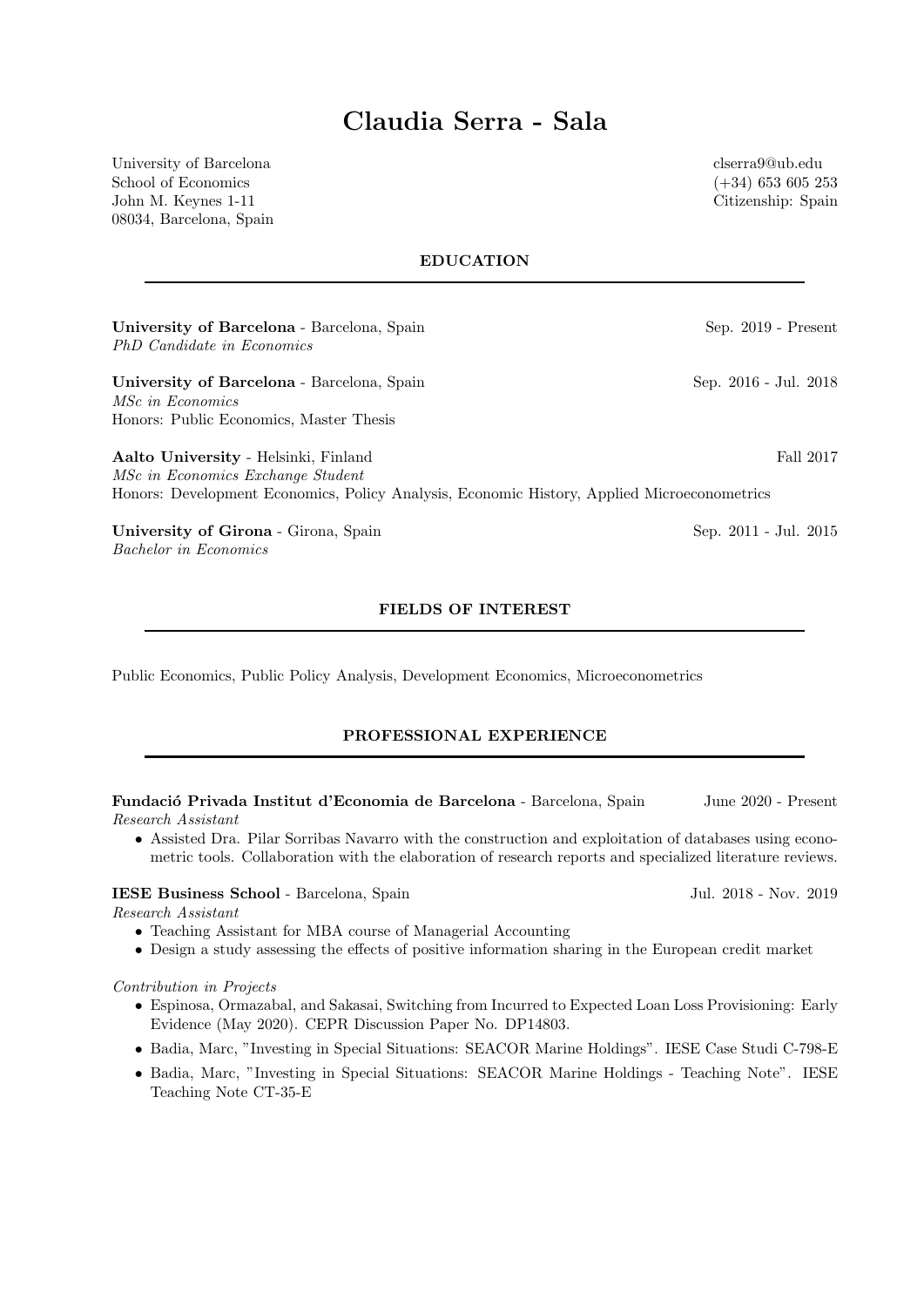# Claudia Serra - Sala

University of Barcelona
School of Economics
John M. Keynes 1-11
08034, Barcelona, Spain

clserra9@ub.edu
(+34) 653 605 253
Citizenship: Spain

## EDUCATION

**University of Barcelona** - Barcelona, Spain — Sep. 2019 - Present
*PhD Candidate in Economics*

**University of Barcelona** - Barcelona, Spain — Sep. 2016 - Jul. 2018
*MSc in Economics*
Honors: Public Economics, Master Thesis

**Aalto University** - Helsinki, Finland — Fall 2017
*MSc in Economics Exchange Student*
Honors: Development Economics, Policy Analysis, Economic History, Applied Microeconometrics

**University of Girona** - Girona, Spain — Sep. 2011 - Jul. 2015
*Bachelor in Economics*

## FIELDS OF INTEREST

Public Economics, Public Policy Analysis, Development Economics, Microeconometrics

## PROFESSIONAL EXPERIENCE

**Fundació Privada Institut d'Economia de Barcelona** - Barcelona, Spain — June 2020 - Present
*Research Assistant*

- Assisted Dra. Pilar Sorribas Navarro with the construction and exploitation of databases using econometric tools. Collaboration with the elaboration of research reports and specialized literature reviews.

**IESE Business School** - Barcelona, Spain — Jul. 2018 - Nov. 2019
*Research Assistant*

- Teaching Assistant for MBA course of Managerial Accounting
- Design a study assessing the effects of positive information sharing in the European credit market

*Contribution in Projects*

- Espinosa, Ormazabal, and Sakasai, Switching from Incurred to Expected Loan Loss Provisioning: Early Evidence (May 2020). CEPR Discussion Paper No. DP14803.
- Badia, Marc, "Investing in Special Situations: SEACOR Marine Holdings". IESE Case Studi C-798-E
- Badia, Marc, "Investing in Special Situations: SEACOR Marine Holdings - Teaching Note". IESE Teaching Note CT-35-E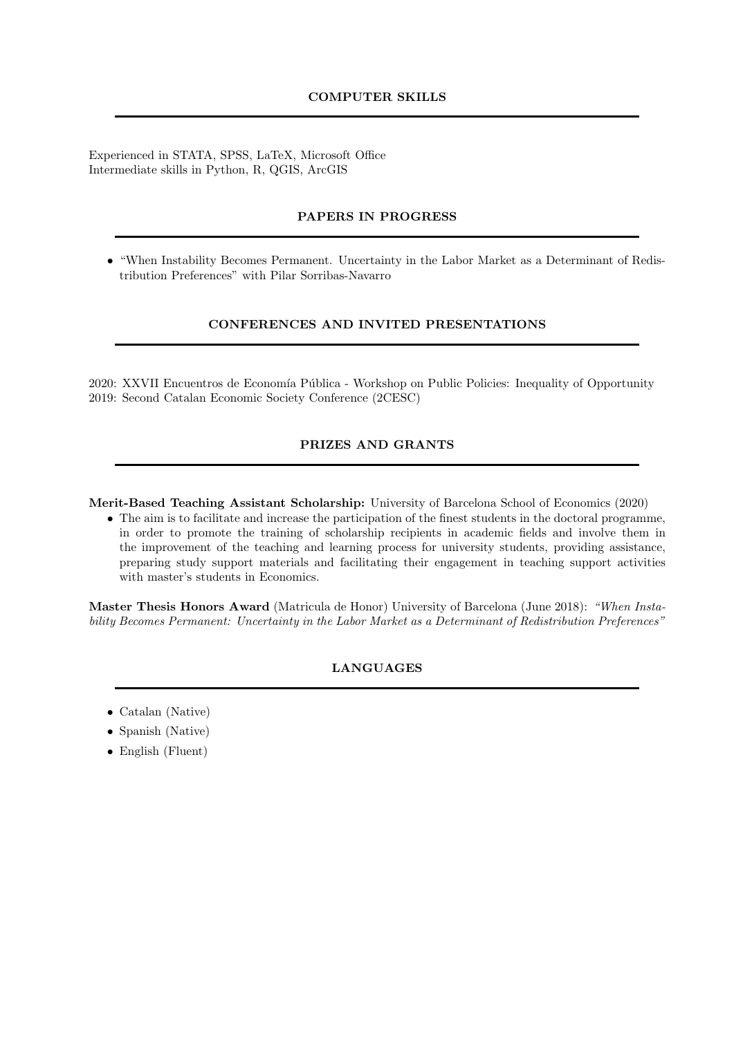## COMPUTER SKILLS

Experienced in STATA, SPSS, LaTeX, Microsoft Office
Intermediate skills in Python, R, QGIS, ArcGIS

## PAPERS IN PROGRESS

- "When Instability Becomes Permanent. Uncertainty in the Labor Market as a Determinant of Redistribution Preferences" with Pilar Sorribas-Navarro

## CONFERENCES AND INVITED PRESENTATIONS

2020: XXVII Encuentros de Economía Pública - Workshop on Public Policies: Inequality of Opportunity
2019: Second Catalan Economic Society Conference (2CESC)

## PRIZES AND GRANTS

**Merit-Based Teaching Assistant Scholarship:** University of Barcelona School of Economics (2020)

- The aim is to facilitate and increase the participation of the finest students in the doctoral programme, in order to promote the training of scholarship recipients in academic fields and involve them in the improvement of the teaching and learning process for university students, providing assistance, preparing study support materials and facilitating their engagement in teaching support activities with master's students in Economics.

**Master Thesis Honors Award** (Matricula de Honor) University of Barcelona (June 2018): *"When Instability Becomes Permanent: Uncertainty in the Labor Market as a Determinant of Redistribution Preferences"*

## LANGUAGES

- Catalan (Native)
- Spanish (Native)
- English (Fluent)